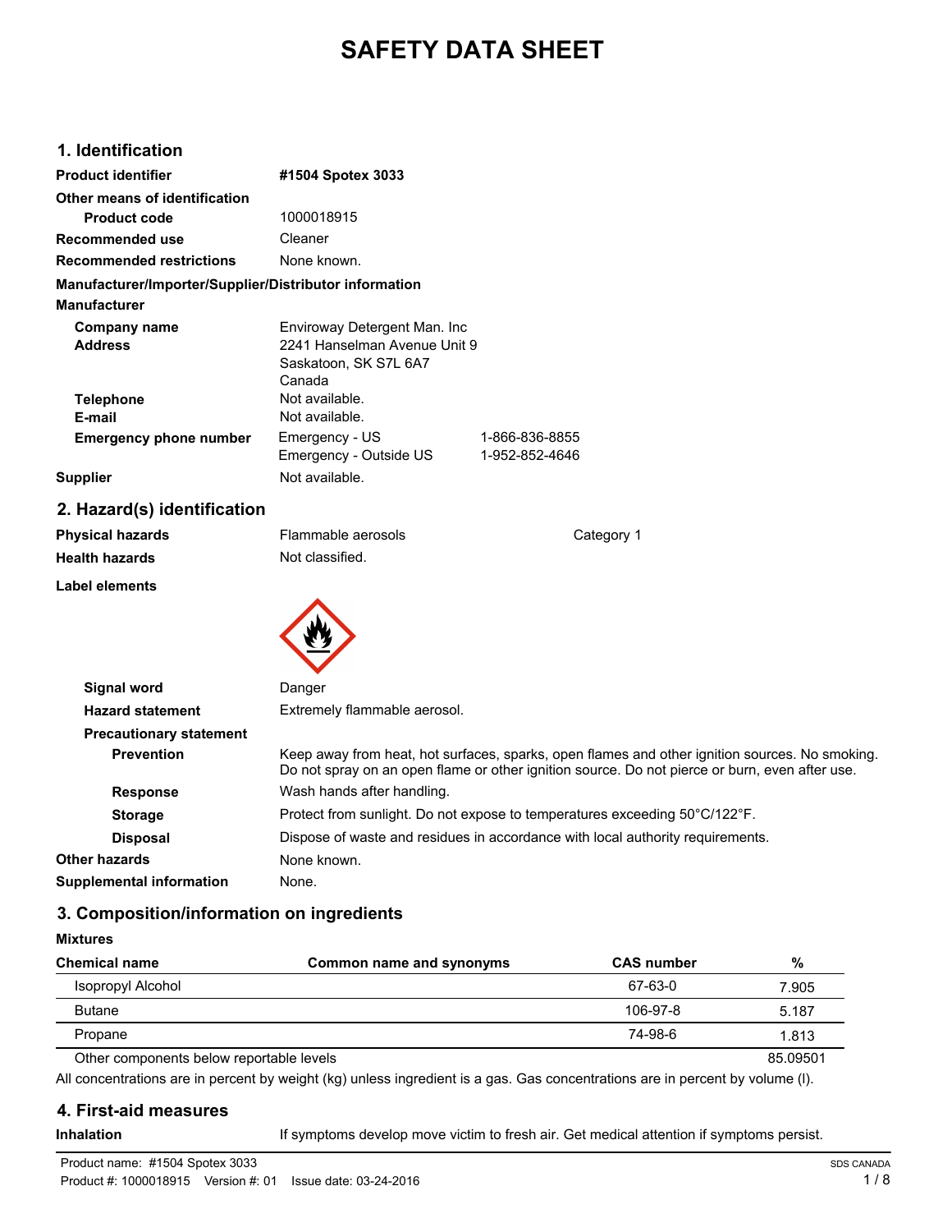# SAFETY DATA SHEET

## 1. Identification

**Product identifier** **#1504 Spotex 3033**

**Other means of identification**

**Product code** 1000018915

**Recommended use** Cleaner

**Recommended restrictions** None known.

**Manufacturer/Importer/Supplier/Distributor information**

**Manufacturer**

**Company name** Enviroway Detergent Man. Inc

**Address** 2241 Hanselman Avenue Unit 9
Saskatoon, SK S7L 6A7
Canada

**Telephone** Not available.

**E-mail** Not available.

**Emergency phone number** Emergency - US 1-866-836-8855
Emergency - Outside US 1-952-852-4646

**Supplier** Not available.

## 2. Hazard(s) identification

**Physical hazards** Flammable aerosols Category 1

**Health hazards** Not classified.

**Label elements**

**Signal word** Danger

**Hazard statement** Extremely flammable aerosol.

**Precautionary statement**

**Prevention** Keep away from heat, hot surfaces, sparks, open flames and other ignition sources. No smoking. Do not spray on an open flame or other ignition source. Do not pierce or burn, even after use.

**Response** Wash hands after handling.

**Storage** Protect from sunlight. Do not expose to temperatures exceeding 50°C/122°F.

**Disposal** Dispose of waste and residues in accordance with local authority requirements.

**Other hazards** None known.

**Supplemental information** None.

## 3. Composition/information on ingredients

**Mixtures**

| Chemical name | Common name and synonyms | CAS number | % |
|---|---|---|---|
| Isopropyl Alcohol | | 67-63-0 | 7.905 |
| Butane | | 106-97-8 | 5.187 |
| Propane | | 74-98-6 | 1.813 |
| Other components below reportable levels | | | 85.09501 |

All concentrations are in percent by weight (kg) unless ingredient is a gas. Gas concentrations are in percent by volume (l).

## 4. First-aid measures

**Inhalation** If symptoms develop move victim to fresh air. Get medical attention if symptoms persist.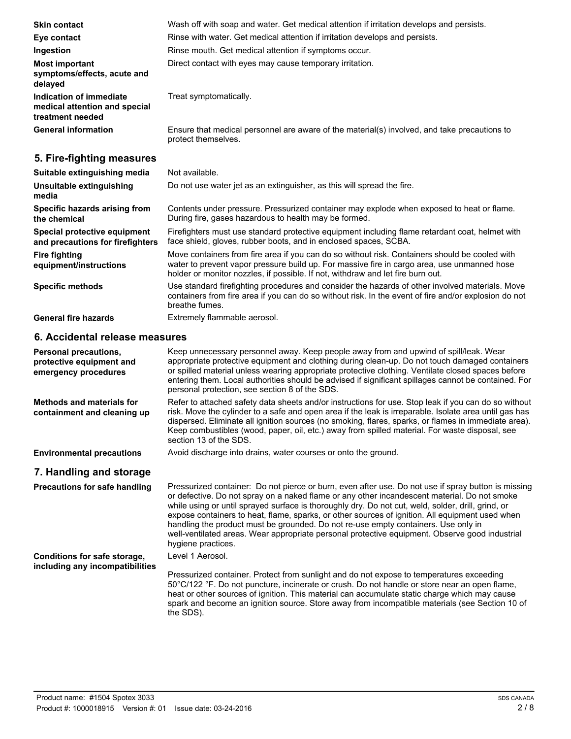| | |
|---|---|
| **Skin contact** | Wash off with soap and water. Get medical attention if irritation develops and persists. |
| **Eye contact** | Rinse with water. Get medical attention if irritation develops and persists. |
| **Ingestion** | Rinse mouth. Get medical attention if symptoms occur. |
| **Most important symptoms/effects, acute and delayed** | Direct contact with eyes may cause temporary irritation. |
| **Indication of immediate medical attention and special treatment needed** | Treat symptomatically. |
| **General information** | Ensure that medical personnel are aware of the material(s) involved, and take precautions to protect themselves. |

## 5. Fire-fighting measures

| | |
|---|---|
| **Suitable extinguishing media** | Not available. |
| **Unsuitable extinguishing media** | Do not use water jet as an extinguisher, as this will spread the fire. |
| **Specific hazards arising from the chemical** | Contents under pressure. Pressurized container may explode when exposed to heat or flame. During fire, gases hazardous to health may be formed. |
| **Special protective equipment and precautions for firefighters** | Firefighters must use standard protective equipment including flame retardant coat, helmet with face shield, gloves, rubber boots, and in enclosed spaces, SCBA. |
| **Fire fighting equipment/instructions** | Move containers from fire area if you can do so without risk. Containers should be cooled with water to prevent vapor pressure build up. For massive fire in cargo area, use unmanned hose holder or monitor nozzles, if possible. If not, withdraw and let fire burn out. |
| **Specific methods** | Use standard firefighting procedures and consider the hazards of other involved materials. Move containers from fire area if you can do so without risk. In the event of fire and/or explosion do not breathe fumes. |
| **General fire hazards** | Extremely flammable aerosol. |

## 6. Accidental release measures

| | |
|---|---|
| **Personal precautions, protective equipment and emergency procedures** | Keep unnecessary personnel away. Keep people away from and upwind of spill/leak. Wear appropriate protective equipment and clothing during clean-up. Do not touch damaged containers or spilled material unless wearing appropriate protective clothing. Ventilate closed spaces before entering them. Local authorities should be advised if significant spillages cannot be contained. For personal protection, see section 8 of the SDS. |
| **Methods and materials for containment and cleaning up** | Refer to attached safety data sheets and/or instructions for use. Stop leak if you can do so without risk. Move the cylinder to a safe and open area if the leak is irreparable. Isolate area until gas has dispersed. Eliminate all ignition sources (no smoking, flares, sparks, or flames in immediate area). Keep combustibles (wood, paper, oil, etc.) away from spilled material. For waste disposal, see section 13 of the SDS. |
| **Environmental precautions** | Avoid discharge into drains, water courses or onto the ground. |

## 7. Handling and storage

| | |
|---|---|
| **Precautions for safe handling** | Pressurized container: Do not pierce or burn, even after use. Do not use if spray button is missing or defective. Do not spray on a naked flame or any other incandescent material. Do not smoke while using or until sprayed surface is thoroughly dry. Do not cut, weld, solder, drill, grind, or expose containers to heat, flame, sparks, or other sources of ignition. All equipment used when handling the product must be grounded. Do not re-use empty containers. Use only in well-ventilated areas. Wear appropriate personal protective equipment. Observe good industrial hygiene practices. |
| **Conditions for safe storage, including any incompatibilities** | Level 1 Aerosol.<br><br>Pressurized container. Protect from sunlight and do not expose to temperatures exceeding 50°C/122 °F. Do not puncture, incinerate or crush. Do not handle or store near an open flame, heat or other sources of ignition. This material can accumulate static charge which may cause spark and become an ignition source. Store away from incompatible materials (see Section 10 of the SDS). |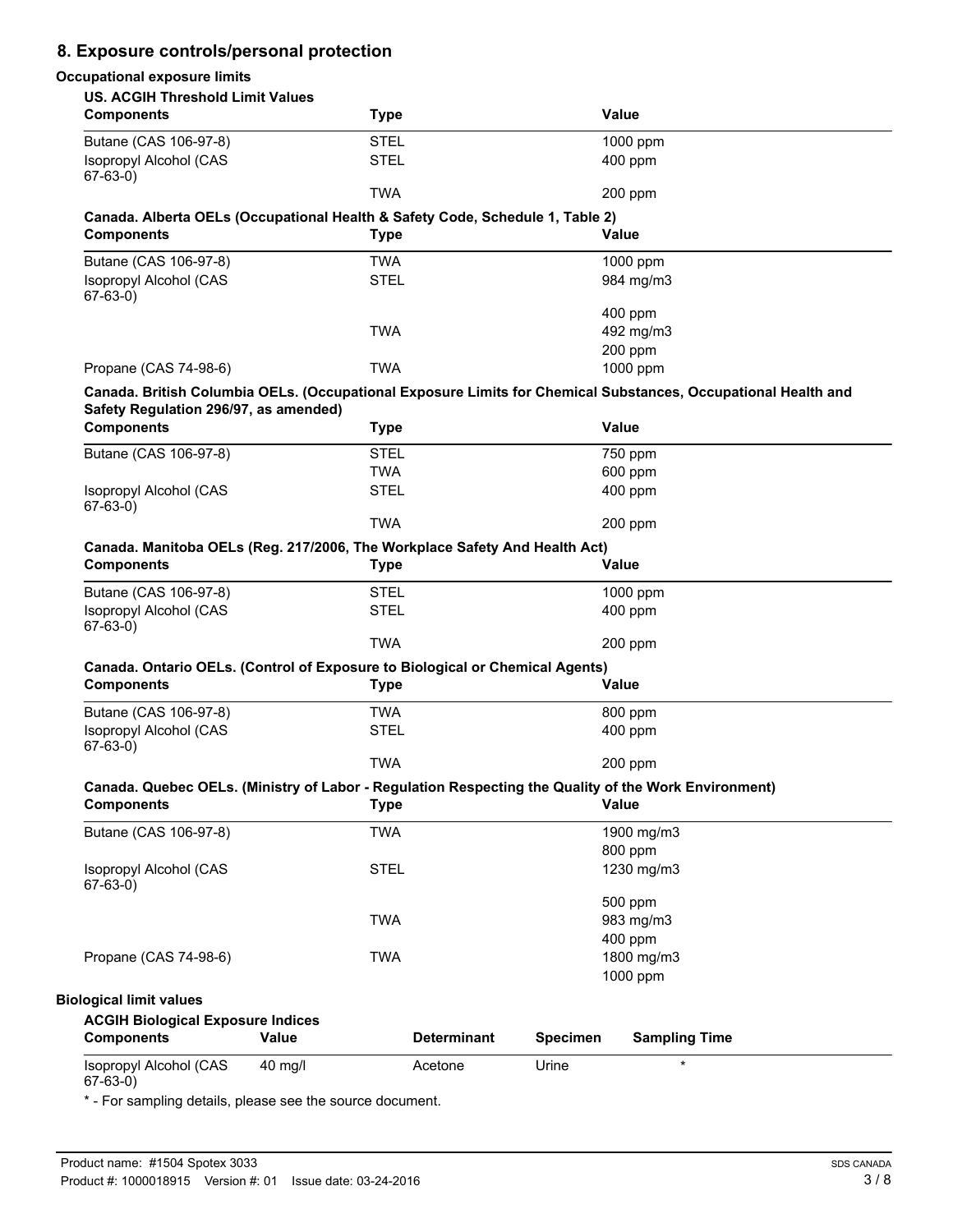## 8. Exposure controls/personal protection

### Occupational exposure limits

**US. ACGIH Threshold Limit Values**

| Components | Type | Value |
|---|---|---|
| Butane (CAS 106-97-8) | STEL | 1000 ppm |
| Isopropyl Alcohol (CAS 67-63-0) | STEL | 400 ppm |
| | TWA | 200 ppm |

**Canada. Alberta OELs (Occupational Health & Safety Code, Schedule 1, Table 2)**

| Components | Type | Value |
|---|---|---|
| Butane (CAS 106-97-8) | TWA | 1000 ppm |
| Isopropyl Alcohol (CAS 67-63-0) | STEL | 984 mg/m3 |
| | | 400 ppm |
| | TWA | 492 mg/m3 |
| | | 200 ppm |
| Propane (CAS 74-98-6) | TWA | 1000 ppm |

**Canada. British Columbia OELs. (Occupational Exposure Limits for Chemical Substances, Occupational Health and Safety Regulation 296/97, as amended)**

| Components | Type | Value |
|---|---|---|
| Butane (CAS 106-97-8) | STEL | 750 ppm |
| | TWA | 600 ppm |
| Isopropyl Alcohol (CAS 67-63-0) | STEL | 400 ppm |
| | TWA | 200 ppm |

**Canada. Manitoba OELs (Reg. 217/2006, The Workplace Safety And Health Act)**

| Components | Type | Value |
|---|---|---|
| Butane (CAS 106-97-8) | STEL | 1000 ppm |
| Isopropyl Alcohol (CAS 67-63-0) | STEL | 400 ppm |
| | TWA | 200 ppm |

**Canada. Ontario OELs. (Control of Exposure to Biological or Chemical Agents)**

| Components | Type | Value |
|---|---|---|
| Butane (CAS 106-97-8) | TWA | 800 ppm |
| Isopropyl Alcohol (CAS 67-63-0) | STEL | 400 ppm |
| | TWA | 200 ppm |

**Canada. Quebec OELs. (Ministry of Labor - Regulation Respecting the Quality of the Work Environment)**

| Components | Type | Value |
|---|---|---|
| Butane (CAS 106-97-8) | TWA | 1900 mg/m3 |
| | | 800 ppm |
| Isopropyl Alcohol (CAS 67-63-0) | STEL | 1230 mg/m3 |
| | | 500 ppm |
| | TWA | 983 mg/m3 |
| | | 400 ppm |
| Propane (CAS 74-98-6) | TWA | 1800 mg/m3 |
| | | 1000 ppm |

### Biological limit values

**ACGIH Biological Exposure Indices**

| Components | Value | Determinant | Specimen | Sampling Time |
|---|---|---|---|---|
| Isopropyl Alcohol (CAS 67-63-0) | 40 mg/l | Acetone | Urine | * |

* - For sampling details, please see the source document.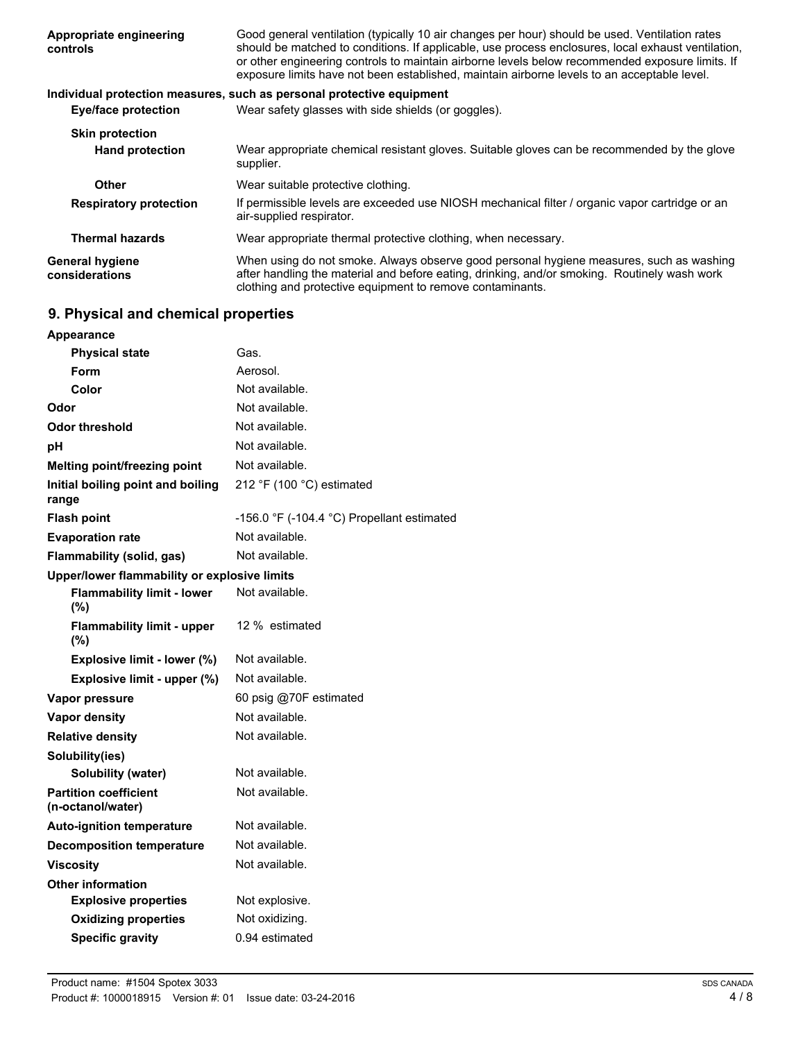| | |
|---|---|
| **Appropriate engineering controls** | Good general ventilation (typically 10 air changes per hour) should be used. Ventilation rates should be matched to conditions. If applicable, use process enclosures, local exhaust ventilation, or other engineering controls to maintain airborne levels below recommended exposure limits. If exposure limits have not been established, maintain airborne levels to an acceptable level. |

**Individual protection measures, such as personal protective equipment**

| | |
|---|---|
| **Eye/face protection** | Wear safety glasses with side shields (or goggles). |
| **Skin protection** | |
| **Hand protection** | Wear appropriate chemical resistant gloves. Suitable gloves can be recommended by the glove supplier. |
| **Other** | Wear suitable protective clothing. |
| **Respiratory protection** | If permissible levels are exceeded use NIOSH mechanical filter / organic vapor cartridge or an air-supplied respirator. |
| **Thermal hazards** | Wear appropriate thermal protective clothing, when necessary. |
| **General hygiene considerations** | When using do not smoke. Always observe good personal hygiene measures, such as washing after handling the material and before eating, drinking, and/or smoking. Routinely wash work clothing and protective equipment to remove contaminants. |

## 9. Physical and chemical properties

| | |
|---|---|
| **Appearance** | |
| **Physical state** | Gas. |
| **Form** | Aerosol. |
| **Color** | Not available. |
| **Odor** | Not available. |
| **Odor threshold** | Not available. |
| **pH** | Not available. |
| **Melting point/freezing point** | Not available. |
| **Initial boiling point and boiling range** | 212 °F (100 °C) estimated |
| **Flash point** | -156.0 °F (-104.4 °C) Propellant estimated |
| **Evaporation rate** | Not available. |
| **Flammability (solid, gas)** | Not available. |
| **Upper/lower flammability or explosive limits** | |
| **Flammability limit - lower (%)** | Not available. |
| **Flammability limit - upper (%)** | 12 % estimated |
| **Explosive limit - lower (%)** | Not available. |
| **Explosive limit - upper (%)** | Not available. |
| **Vapor pressure** | 60 psig @70F estimated |
| **Vapor density** | Not available. |
| **Relative density** | Not available. |
| **Solubility(ies)** | |
| **Solubility (water)** | Not available. |
| **Partition coefficient (n-octanol/water)** | Not available. |
| **Auto-ignition temperature** | Not available. |
| **Decomposition temperature** | Not available. |
| **Viscosity** | Not available. |
| **Other information** | |
| **Explosive properties** | Not explosive. |
| **Oxidizing properties** | Not oxidizing. |
| **Specific gravity** | 0.94 estimated |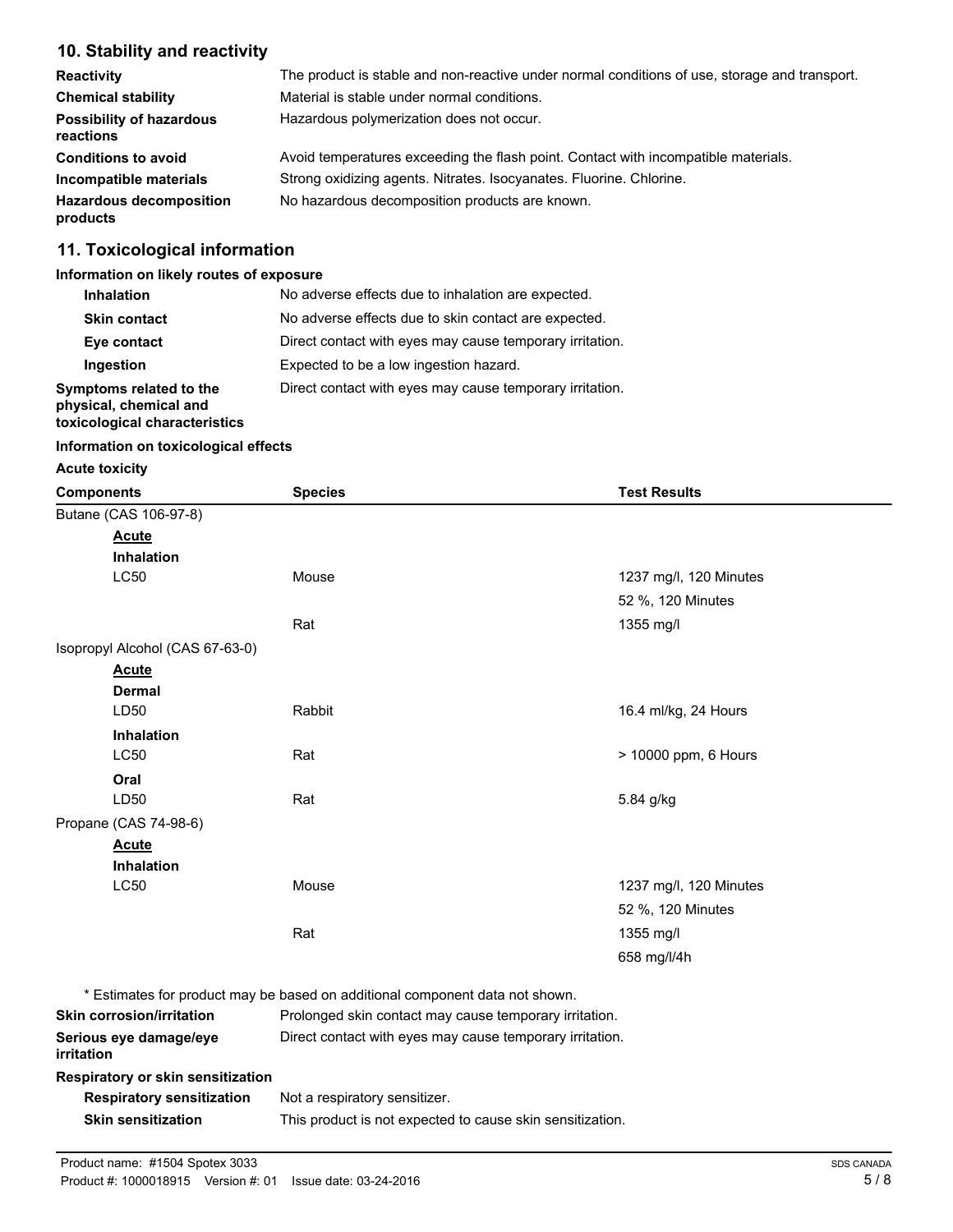## 10. Stability and reactivity

**Reactivity** The product is stable and non-reactive under normal conditions of use, storage and transport.

**Chemical stability** Material is stable under normal conditions.

**Possibility of hazardous reactions** Hazardous polymerization does not occur.

**Conditions to avoid** Avoid temperatures exceeding the flash point. Contact with incompatible materials.

**Incompatible materials** Strong oxidizing agents. Nitrates. Isocyanates. Fluorine. Chlorine.

**Hazardous decomposition products** No hazardous decomposition products are known.

## 11. Toxicological information

**Information on likely routes of exposure**

**Inhalation** No adverse effects due to inhalation are expected.

**Skin contact** No adverse effects due to skin contact are expected.

**Eye contact** Direct contact with eyes may cause temporary irritation.

**Ingestion** Expected to be a low ingestion hazard.

**Symptoms related to the physical, chemical and toxicological characteristics** Direct contact with eyes may cause temporary irritation.

**Information on toxicological effects**

**Acute toxicity**

| Components | Species | Test Results |
|---|---|---|
| Butane (CAS 106-97-8) | | |
| **Acute** | | |
| **Inhalation** | | |
| LC50 | Mouse | 1237 mg/l, 120 Minutes |
| | | 52 %, 120 Minutes |
| | Rat | 1355 mg/l |
| Isopropyl Alcohol (CAS 67-63-0) | | |
| **Acute** | | |
| **Dermal** | | |
| LD50 | Rabbit | 16.4 ml/kg, 24 Hours |
| **Inhalation** | | |
| LC50 | Rat | > 10000 ppm, 6 Hours |
| **Oral** | | |
| LD50 | Rat | 5.84 g/kg |
| Propane (CAS 74-98-6) | | |
| **Acute** | | |
| **Inhalation** | | |
| LC50 | Mouse | 1237 mg/l, 120 Minutes |
| | | 52 %, 120 Minutes |
| | Rat | 1355 mg/l |
| | | 658 mg/l/4h |

* Estimates for product may be based on additional component data not shown.

**Skin corrosion/irritation** Prolonged skin contact may cause temporary irritation.

**Serious eye damage/eye irritation** Direct contact with eyes may cause temporary irritation.

**Respiratory or skin sensitization**

**Respiratory sensitization** Not a respiratory sensitizer.

**Skin sensitization** This product is not expected to cause skin sensitization.

Product name: #1504 Spotex 3033
Product #: 1000018915 Version #: 01 Issue date: 03-24-2016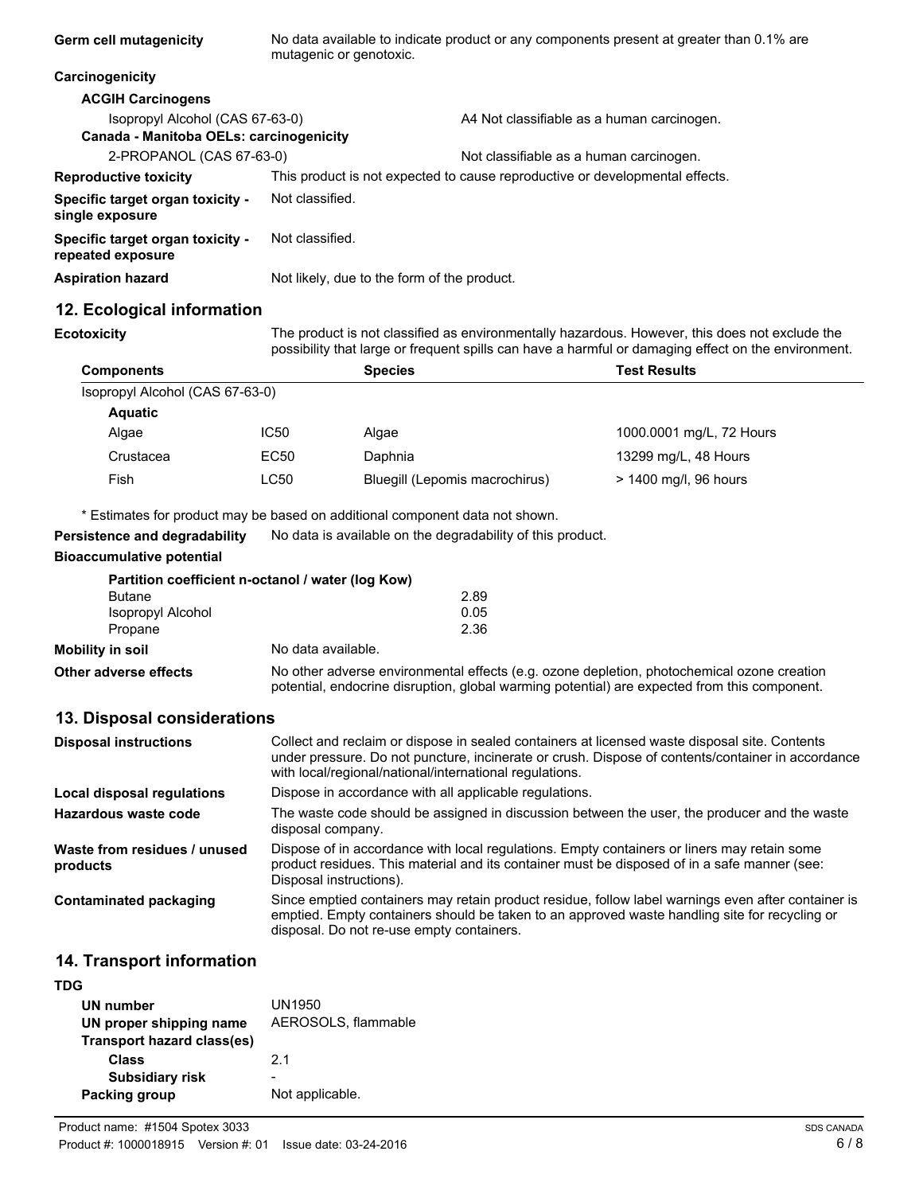**Germ cell mutagenicity** No data available to indicate product or any components present at greater than 0.1% are mutagenic or genotoxic.

**Carcinogenicity**

**ACGIH Carcinogens**

| | |
|---|---|
| Isopropyl Alcohol (CAS 67-63-0) | A4 Not classifiable as a human carcinogen. |

**Canada - Manitoba OELs: carcinogenicity**

| | |
|---|---|
| 2-PROPANOL (CAS 67-63-0) | Not classifiable as a human carcinogen. |

**Reproductive toxicity** This product is not expected to cause reproductive or developmental effects.

**Specific target organ toxicity - single exposure** Not classified.

**Specific target organ toxicity - repeated exposure** Not classified.

**Aspiration hazard** Not likely, due to the form of the product.

## 12. Ecological information

**Ecotoxicity** The product is not classified as environmentally hazardous. However, this does not exclude the possibility that large or frequent spills can have a harmful or damaging effect on the environment.

| Components | | Species | Test Results |
|---|---|---|---|
| Isopropyl Alcohol (CAS 67-63-0) | | | |
| **Aquatic** | | | |
| Algae | IC50 | Algae | 1000.0001 mg/L, 72 Hours |
| Crustacea | EC50 | Daphnia | 13299 mg/L, 48 Hours |
| Fish | LC50 | Bluegill (Lepomis macrochirus) | > 1400 mg/l, 96 hours |

* Estimates for product may be based on additional component data not shown.

**Persistence and degradability** No data is available on the degradability of this product.

**Bioaccumulative potential**

**Partition coefficient n-octanol / water (log Kow)**

| | |
|---|---|
| Butane | 2.89 |
| Isopropyl Alcohol | 0.05 |
| Propane | 2.36 |

**Mobility in soil** No data available.

**Other adverse effects** No other adverse environmental effects (e.g. ozone depletion, photochemical ozone creation potential, endocrine disruption, global warming potential) are expected from this component.

## 13. Disposal considerations

**Disposal instructions** Collect and reclaim or dispose in sealed containers at licensed waste disposal site. Contents under pressure. Do not puncture, incinerate or crush. Dispose of contents/container in accordance with local/regional/national/international regulations.

**Local disposal regulations** Dispose in accordance with all applicable regulations.

**Hazardous waste code** The waste code should be assigned in discussion between the user, the producer and the waste disposal company.

**Waste from residues / unused products** Dispose of in accordance with local regulations. Empty containers or liners may retain some product residues. This material and its container must be disposed of in a safe manner (see: Disposal instructions).

**Contaminated packaging** Since emptied containers may retain product residue, follow label warnings even after container is emptied. Empty containers should be taken to an approved waste handling site for recycling or disposal. Do not re-use empty containers.

## 14. Transport information

**TDG**

**UN number** UN1950

**UN proper shipping name** AEROSOLS, flammable

**Transport hazard class(es)**

**Class** 2.1

**Subsidiary risk** -

**Packing group** Not applicable.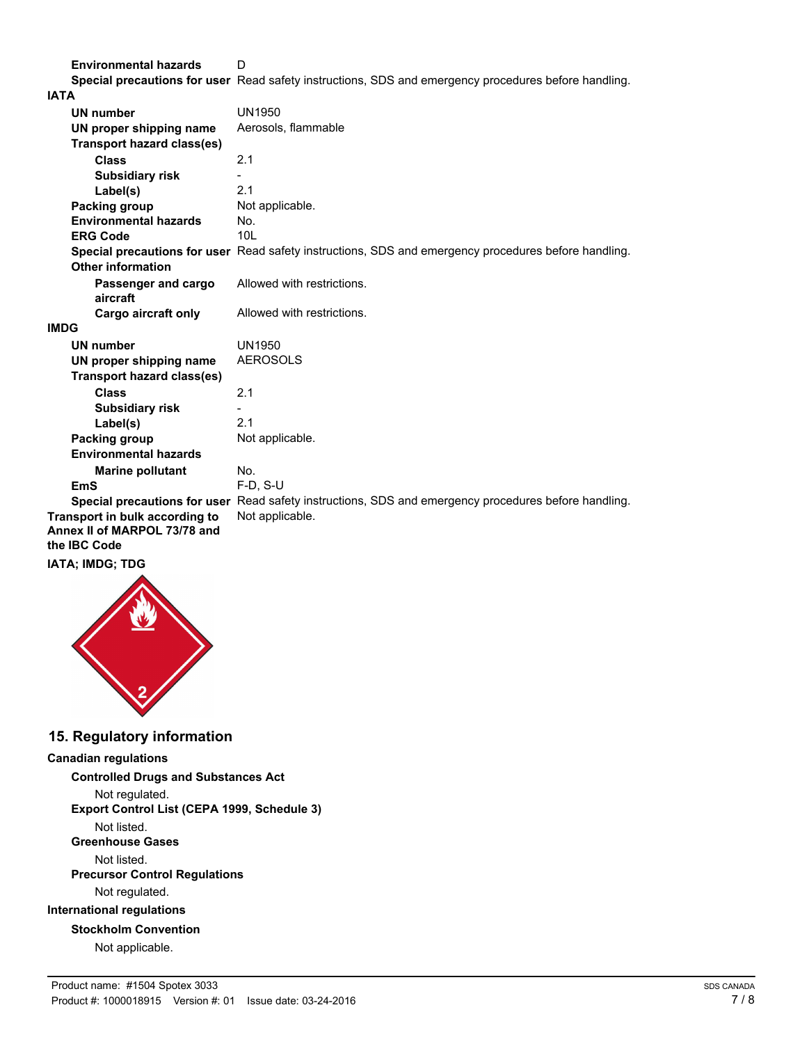| | |
|---|---|
| **Environmental hazards** | D |
| **Special precautions for user** | Read safety instructions, SDS and emergency procedures before handling. |

**IATA**

| | |
|---|---|
| **UN number** | UN1950 |
| **UN proper shipping name** | Aerosols, flammable |
| **Transport hazard class(es)** | |
| **Class** | 2.1 |
| **Subsidiary risk** | - |
| **Label(s)** | 2.1 |
| **Packing group** | Not applicable. |
| **Environmental hazards** | No. |
| **ERG Code** | 10L |
| **Special precautions for user** | Read safety instructions, SDS and emergency procedures before handling. |
| **Other information** | |
| **Passenger and cargo aircraft** | Allowed with restrictions. |
| **Cargo aircraft only** | Allowed with restrictions. |

**IMDG**

| | |
|---|---|
| **UN number** | UN1950 |
| **UN proper shipping name** | AEROSOLS |
| **Transport hazard class(es)** | |
| **Class** | 2.1 |
| **Subsidiary risk** | - |
| **Label(s)** | 2.1 |
| **Packing group** | Not applicable. |
| **Environmental hazards** | |
| **Marine pollutant** | No. |
| **EmS** | F-D, S-U |
| **Special precautions for user** | Read safety instructions, SDS and emergency procedures before handling. |

| | |
|---|---|
| **Transport in bulk according to Annex II of MARPOL 73/78 and the IBC Code** | Not applicable. |

**IATA; IMDG; TDG**

## 15. Regulatory information

**Canadian regulations**

**Controlled Drugs and Substances Act**

Not regulated.

**Export Control List (CEPA 1999, Schedule 3)**

Not listed.

**Greenhouse Gases**

Not listed.

**Precursor Control Regulations**

Not regulated.

**International regulations**

**Stockholm Convention**

Not applicable.

Product name: #1504 Spotex 3033
Product #: 1000018915 Version #: 01 Issue date: 03-24-2016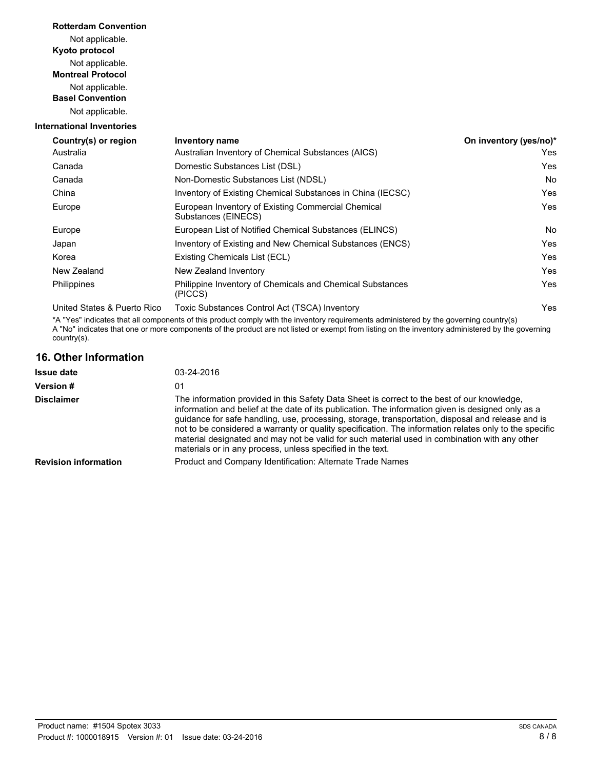**Rotterdam Convention**

Not applicable.

**Kyoto protocol**

Not applicable.

**Montreal Protocol**

Not applicable.

**Basel Convention**

Not applicable.

**International Inventories**

| Country(s) or region | Inventory name | On inventory (yes/no)* |
| --- | --- | --- |
| Australia | Australian Inventory of Chemical Substances (AICS) | Yes |
| Canada | Domestic Substances List (DSL) | Yes |
| Canada | Non-Domestic Substances List (NDSL) | No |
| China | Inventory of Existing Chemical Substances in China (IECSC) | Yes |
| Europe | European Inventory of Existing Commercial Chemical Substances (EINECS) | Yes |
| Europe | European List of Notified Chemical Substances (ELINCS) | No |
| Japan | Inventory of Existing and New Chemical Substances (ENCS) | Yes |
| Korea | Existing Chemicals List (ECL) | Yes |
| New Zealand | New Zealand Inventory | Yes |
| Philippines | Philippine Inventory of Chemicals and Chemical Substances (PICCS) | Yes |
| United States & Puerto Rico | Toxic Substances Control Act (TSCA) Inventory | Yes |

*A "Yes" indicates that all components of this product comply with the inventory requirements administered by the governing country(s)
A "No" indicates that one or more components of the product are not listed or exempt from listing on the inventory administered by the governing country(s).

## 16. Other Information

**Issue date** 03-24-2016

**Version #** 01

**Disclaimer** The information provided in this Safety Data Sheet is correct to the best of our knowledge, information and belief at the date of its publication. The information given is designed only as a guidance for safe handling, use, processing, storage, transportation, disposal and release and is not to be considered a warranty or quality specification. The information relates only to the specific material designated and may not be valid for such material used in combination with any other materials or in any process, unless specified in the text.

**Revision information** Product and Company Identification: Alternate Trade Names